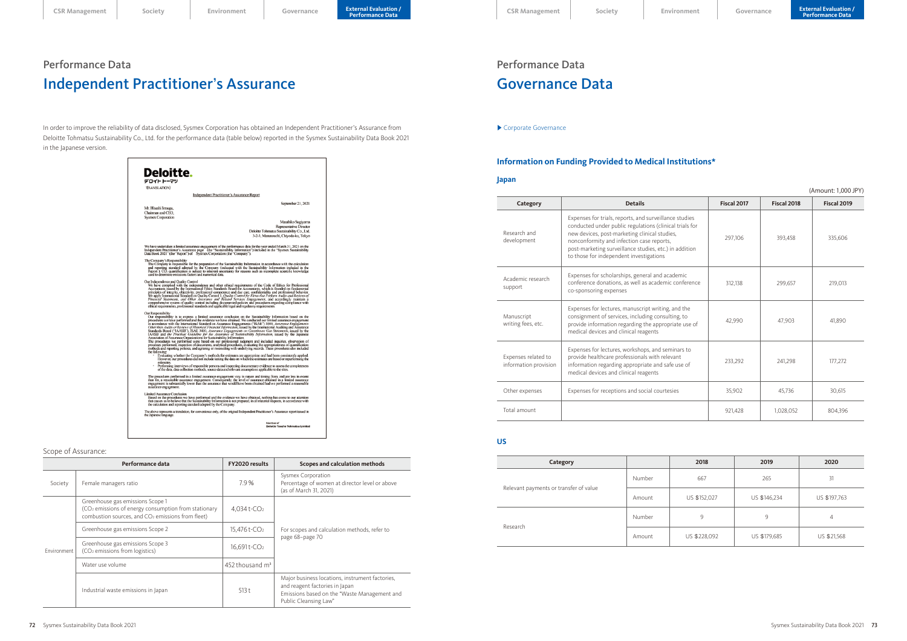## Performance Data

# Independent Practitioner's Assurance

In order to improve the reliability of data disclosed, Sysmex Corporation has obtained an Independent Practitioner's Assurance from Deloitte Tohmatsu Sustainability Co., Ltd. for the performance data (table below) reported in the Sysmex Sustainability Data Book 2021 in the Japanese version.

**Deloitte.**
デロイト トーマツ

(TRANSLATION)

Independent Practitioner's Assurance Report

September 21, 2021

Mr. Hisashi Ietsugu,
Chairman and CEO,
Sysmex Corporation

Masahiko Sugiyama
Representative Director
Deloitte Tohmatsu Sustainability Co., Ltd.
3-2-3, Marunouchi, Chiyoda-ku, Tokyo

We have undertaken a limited assurance engagement of the performance data for the year ended March 31, 2021 on the Independent Practitioner's Assurance page (the "Sustainability Information") included in the "Sysmex Sustainability Data Book 2021" (the "Report") of Sysmex Corporation (the "Company").

The Company's Responsibility
The Company is responsible for the preparation of the Sustainability Information in accordance with the calculation and reporting standard adopted by the Company (indicated with the Sustainability Information included in the Report). $CO_2$ quantification is subject to inherent uncertainty for reasons such as incomplete scientific knowledge used to determine emissions factors and numerical data.

Our Independence and Quality Control
We have complied with the independence and other ethical requirements of the Code of Ethics for Professional Accountants issued by the International Ethics Standards Board for Accountants, which is founded on fundamental principles of integrity, objectivity, professional competence and due care, confidentiality and professional behavior. We apply International Standard on Quality Control 1, *Quality Control for Firms that Perform Audits and Reviews of Financial Statements, and Other Assurance and Related Services Engagements*, and accordingly maintain a comprehensive system of quality control including documented policies and procedures regarding compliance with ethical requirements, professional standards and applicable legal and regulatory requirements.

Our Responsibility
Our responsibility is to express a limited assurance conclusion on the Sustainability Information based on the procedures we have performed and the evidence we have obtained. We conducted our limited assurance engagement in accordance with the International Standard on Assurance Engagements ("ISAE") 3000, *Assurance Engagements Other than Audits or Reviews of Historical Financial Information*, issued by the International Auditing and Assurance Standards Board ("IAASB"), ISAE 3410, *Assurance Engagements on Greenhouse Gas Statements*, issued by the IAASB and the *Practical Guidelines for the Assurance of Sustainability Information*, issued by the Japanese Association of Assurance Organizations for Sustainability Information.
The procedures we performed were based on our professional judgment and included inquiries, observation of processes performed, inspection of documents, analytical procedures, evaluating the appropriateness of quantification methods and reporting policies, and agreeing or reconciling with underlying records. These procedures also included the following:
- Evaluating whether the Company's methods for estimates are appropriate and had been consistently applied. However, our procedures did not include testing the data on which the estimates are based or reperforming the estimates.
- Performing interviews of responsible persons and inspecting documentary evidence to assess the completeness of the data, data collection methods, source data and relevant assumptions applicable to the sites.

The procedures performed in a limited assurance engagement vary in nature and timing from, and are less in extent than for, a reasonable assurance engagement. Consequently, the level of assurance obtained in a limited assurance engagement is substantially lower than the assurance that would have been obtained had we performed a reasonable assurance engagement.

Limited Assurance Conclusion
Based on the procedures we have performed and the evidence we have obtained, nothing has come to our attention that causes us to believe that the Sustainability Information is not prepared, in all material respects, in accordance with the calculation and reporting standard adopted by the Company.

The above represents a translation, for convenience only, of the original Independent Practitioner's Assurance report issued in the Japanese language.

Member of
Deloitte Touche Tohmatsu Limited

Scope of Assurance:

| Performance data | | FY2020 results | Scopes and calculation methods |
|---|---|---|---|
| Society | Female managers ratio | 7.9% | Sysmex Corporation<br>Percentage of women at director level or above (as of March 31, 2021) |
| Environment | Greenhouse gas emissions Scope 1<br>($CO_2$ emissions of energy consumption from stationary combustion sources, and $CO_2$ emissions from fleet) | 4,034 t-$CO_2$ | For scopes and calculation methods, refer to page 68–page 70 |
| | Greenhouse gas emissions Scope 2 | 15,476 t-$CO_2$ | |
| | Greenhouse gas emissions Scope 3<br>($CO_2$ emissions from logistics) | 16,691 t-$CO_2$ | |
| | Water use volume | 452 thousand $m^3$ | |
| | Industrial waste emissions in Japan | 513 t | Major business locations, instrument factories, and reagent factories in Japan<br>Emissions based on the "Waste Management and Public Cleansing Law" |

## Performance Data

# Governance Data

▶ Corporate Governance

### Information on Funding Provided to Medical Institutions*

#### Japan

(Amount: 1,000 JPY)

| Category | Details | Fiscal 2017 | Fiscal 2018 | Fiscal 2019 |
|---|---|---|---|---|
| Research and development | Expenses for trials, reports, and surveillance studies conducted under public regulations (clinical trials for new devices, post-marketing clinical studies, nonconformity and infection case reports, post-marketing surveillance studies, etc.) in addition to those for independent investigations | 297,106 | 393,458 | 335,606 |
| Academic research support | Expenses for scholarships, general and academic conference donations, as well as academic conference co-sponsoring expenses | 312,138 | 299,657 | 219,013 |
| Manuscript writing fees, etc. | Expenses for lectures, manuscript writing, and the consignment of services, including consulting, to provide information regarding the appropriate use of medical devices and clinical reagents | 42,990 | 47,903 | 41,890 |
| Expenses related to information provision | Expenses for lectures, workshops, and seminars to provide healthcare professionals with relevant information regarding appropriate and safe use of medical devices and clinical reagents | 233,292 | 241,298 | 177,272 |
| Other expenses | Expenses for receptions and social courtesies | 35,902 | 45,736 | 30,615 |
| Total amount | | 921,428 | 1,028,052 | 804,396 |

#### US

| Category | | 2018 | 2019 | 2020 |
|---|---|---|---|---|
| Relevant payments or transfer of value | Number | 667 | 265 | 31 |
| | Amount | US $152,027 | US $146,234 | US $197,763 |
| Research | Number | 9 | 9 | 4 |
| | Amount | US $228,092 | US $179,685 | US $21,568 |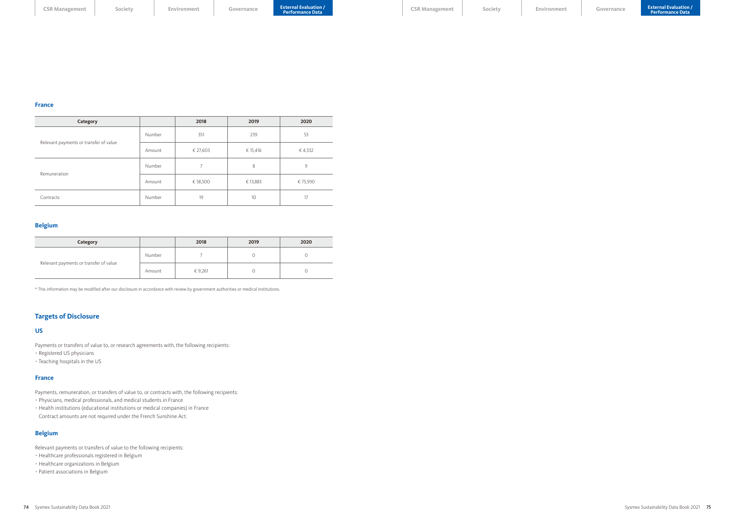### France

| Category | | 2018 | 2019 | 2020 |
|---|---|---|---|---|
| Relevant payments or transfer of value | Number | 351 | 239 | 53 |
| | Amount | € 27,603 | € 15,416 | € 4,332 |
| Remuneration | Number | 7 | 8 | 9 |
| | Amount | € 58,500 | € 13,883 | € 75,930 |
| Contracts | Number | 19 | 10 | 17 |

### Belgium

| Category | | 2018 | 2019 | 2020 |
|---|---|---|---|---|
| Relevant payments or transfer of value | Number | 7 | 0 | 0 |
| | Amount | € 9,261 | 0 | 0 |

* This information may be modified after our disclosure in accordance with review by government authorities or medical institutions.

## Targets of Disclosure

### US

Payments or transfers of value to, or research agreements with, the following recipients:
- Registered US physicians
- Teaching hospitals in the US

### France

Payments, remuneration, or transfers of value to, or contracts with, the following recipients:
- Physicians, medical professionals, and medical students in France
- Health institutions (educational institutions or medical companies) in France
  Contract amounts are not required under the French Sunshine Act.

### Belgium

Relevant payments or transfers of value to the following recipients:
- Healthcare professionals registered in Belgium
- Healthcare organizations in Belgium
- Patient associations in Belgium